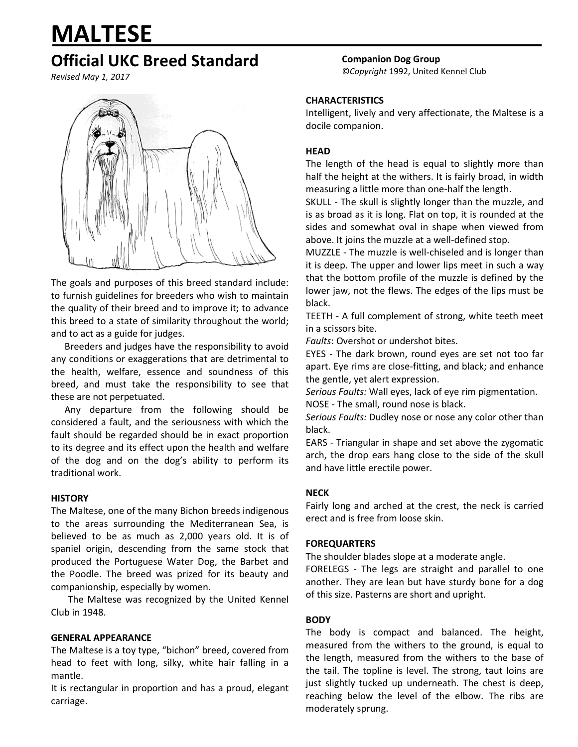# MALTESE

## Official UKC Breed Standard

*Revised May 1, 2017*

**Companion Dog Group**
©*Copyright* 1992, United Kennel Club

The goals and purposes of this breed standard include: to furnish guidelines for breeders who wish to maintain the quality of their breed and to improve it; to advance this breed to a state of similarity throughout the world; and to act as a guide for judges.

Breeders and judges have the responsibility to avoid any conditions or exaggerations that are detrimental to the health, welfare, essence and soundness of this breed, and must take the responsibility to see that these are not perpetuated.

Any departure from the following should be considered a fault, and the seriousness with which the fault should be regarded should be in exact proportion to its degree and its effect upon the health and welfare of the dog and on the dog's ability to perform its traditional work.

**HISTORY**

The Maltese, one of the many Bichon breeds indigenous to the areas surrounding the Mediterranean Sea, is believed to be as much as 2,000 years old. It is of spaniel origin, descending from the same stock that produced the Portuguese Water Dog, the Barbet and the Poodle. The breed was prized for its beauty and companionship, especially by women.

The Maltese was recognized by the United Kennel Club in 1948.

**GENERAL APPEARANCE**

The Maltese is a toy type, "bichon" breed, covered from head to feet with long, silky, white hair falling in a mantle.

It is rectangular in proportion and has a proud, elegant carriage.

**CHARACTERISTICS**

Intelligent, lively and very affectionate, the Maltese is a docile companion.

**HEAD**

The length of the head is equal to slightly more than half the height at the withers. It is fairly broad, in width measuring a little more than one-half the length.

SKULL - The skull is slightly longer than the muzzle, and is as broad as it is long. Flat on top, it is rounded at the sides and somewhat oval in shape when viewed from above. It joins the muzzle at a well-defined stop.

MUZZLE - The muzzle is well-chiseled and is longer than it is deep. The upper and lower lips meet in such a way that the bottom profile of the muzzle is defined by the lower jaw, not the flews. The edges of the lips must be black.

TEETH - A full complement of strong, white teeth meet in a scissors bite.

*Faults*: Overshot or undershot bites.

EYES - The dark brown, round eyes are set not too far apart. Eye rims are close-fitting, and black; and enhance the gentle, yet alert expression.

*Serious Faults:* Wall eyes, lack of eye rim pigmentation.

NOSE - The small, round nose is black.

*Serious Faults:* Dudley nose or nose any color other than black.

EARS - Triangular in shape and set above the zygomatic arch, the drop ears hang close to the side of the skull and have little erectile power.

**NECK**

Fairly long and arched at the crest, the neck is carried erect and is free from loose skin.

**FOREQUARTERS**

The shoulder blades slope at a moderate angle.

FORELEGS - The legs are straight and parallel to one another. They are lean but have sturdy bone for a dog of this size. Pasterns are short and upright.

**BODY**

The body is compact and balanced. The height, measured from the withers to the ground, is equal to the length, measured from the withers to the base of the tail. The topline is level. The strong, taut loins are just slightly tucked up underneath. The chest is deep, reaching below the level of the elbow. The ribs are moderately sprung.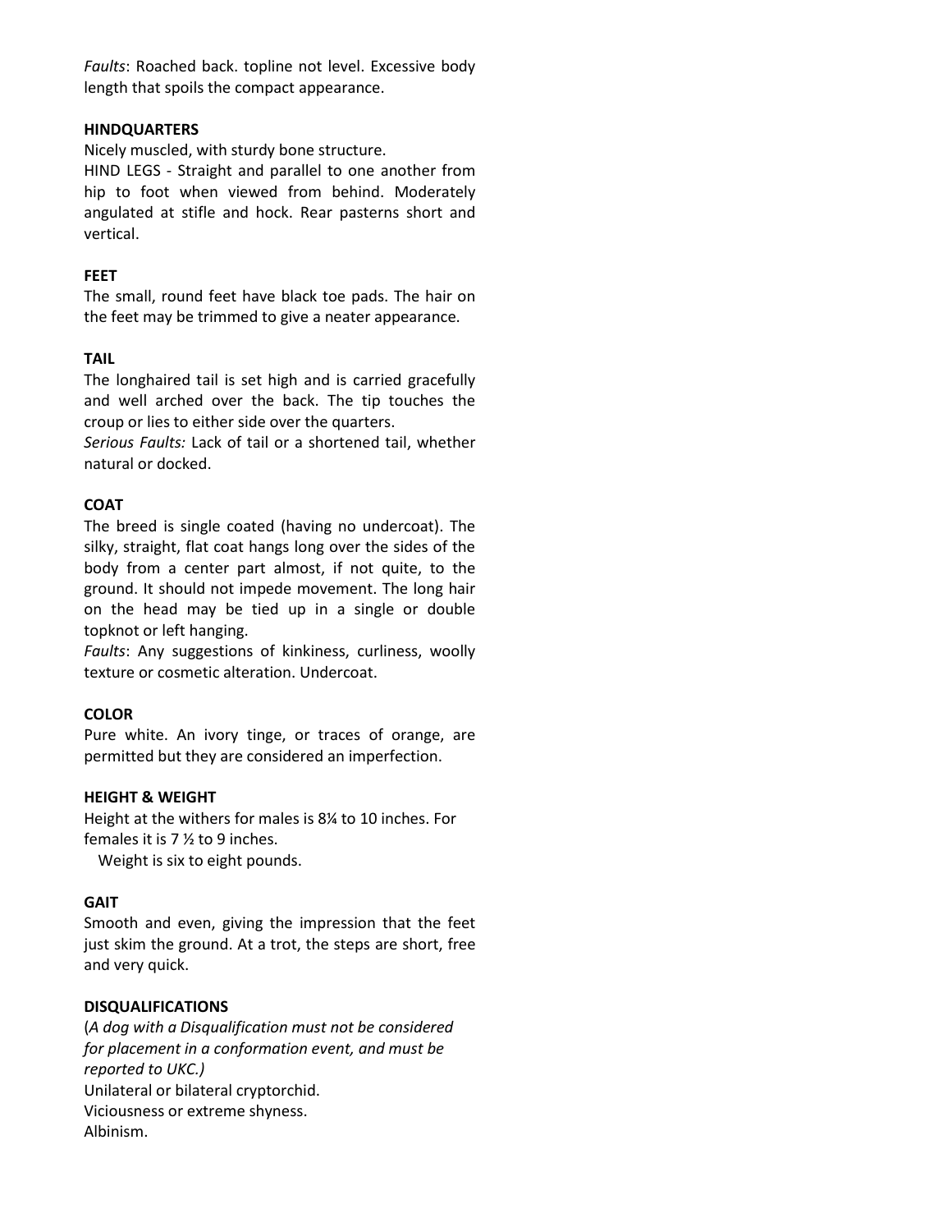*Faults*: Roached back. topline not level. Excessive body length that spoils the compact appearance.

**HINDQUARTERS**

Nicely muscled, with sturdy bone structure.

HIND LEGS - Straight and parallel to one another from hip to foot when viewed from behind. Moderately angulated at stifle and hock. Rear pasterns short and vertical.

**FEET**

The small, round feet have black toe pads. The hair on the feet may be trimmed to give a neater appearance.

**TAIL**

The longhaired tail is set high and is carried gracefully and well arched over the back. The tip touches the croup or lies to either side over the quarters.

*Serious Faults:* Lack of tail or a shortened tail, whether natural or docked.

**COAT**

The breed is single coated (having no undercoat). The silky, straight, flat coat hangs long over the sides of the body from a center part almost, if not quite, to the ground. It should not impede movement. The long hair on the head may be tied up in a single or double topknot or left hanging.

*Faults*: Any suggestions of kinkiness, curliness, woolly texture or cosmetic alteration. Undercoat.

**COLOR**

Pure white. An ivory tinge, or traces of orange, are permitted but they are considered an imperfection.

**HEIGHT & WEIGHT**

Height at the withers for males is 8¼ to 10 inches. For females it is 7 ½ to 9 inches.

Weight is six to eight pounds.

**GAIT**

Smooth and even, giving the impression that the feet just skim the ground. At a trot, the steps are short, free and very quick.

**DISQUALIFICATIONS**

(*A dog with a Disqualification must not be considered for placement in a conformation event, and must be reported to UKC.)*

Unilateral or bilateral cryptorchid.

Viciousness or extreme shyness.

Albinism.